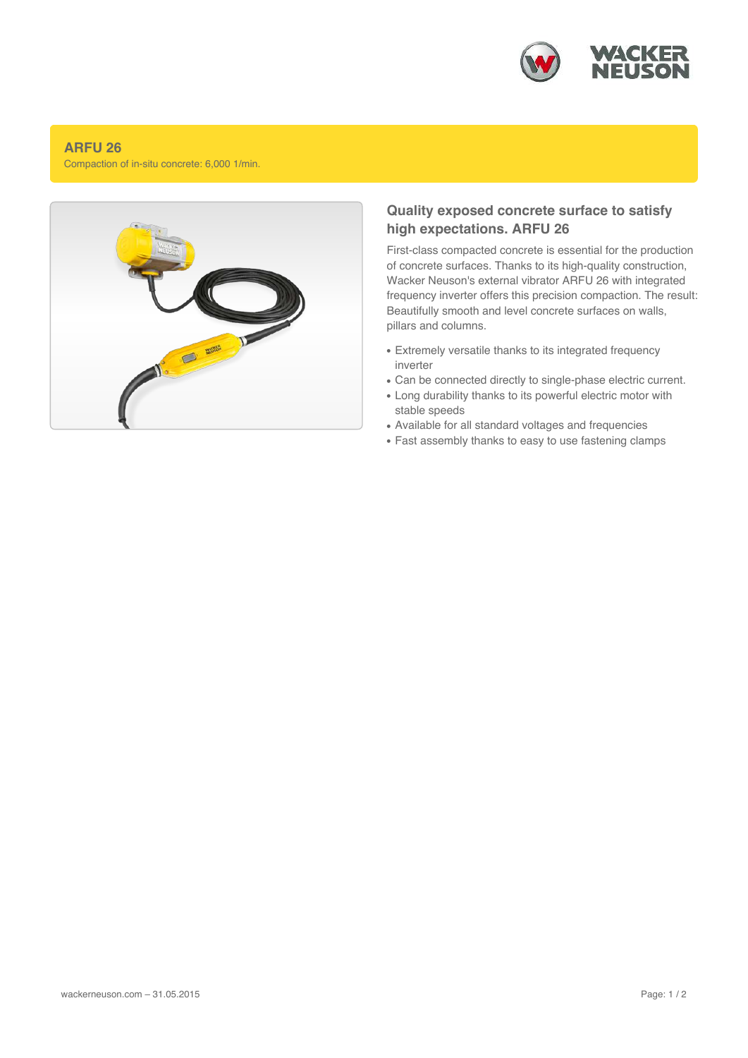# ARFU 26

Compaction of in-situ concrete: 6,000 1/min.

## Quality exposed concrete surface to satisfy high expectations. ARFU 26

First-class compacted concrete is essential for the production of concrete surfaces. Thanks to its high-quality construction, Wacker Neuson's external vibrator ARFU 26 with integrated frequency inverter offers this precision compaction. The result: Beautifully smooth and level concrete surfaces on walls, pillars and columns.

- Extremely versatile thanks to its integrated frequency inverter
- Can be connected directly to single-phase electric current.
- Long durability thanks to its powerful electric motor with stable speeds
- Available for all standard voltages and frequencies
- Fast assembly thanks to easy to use fastening clamps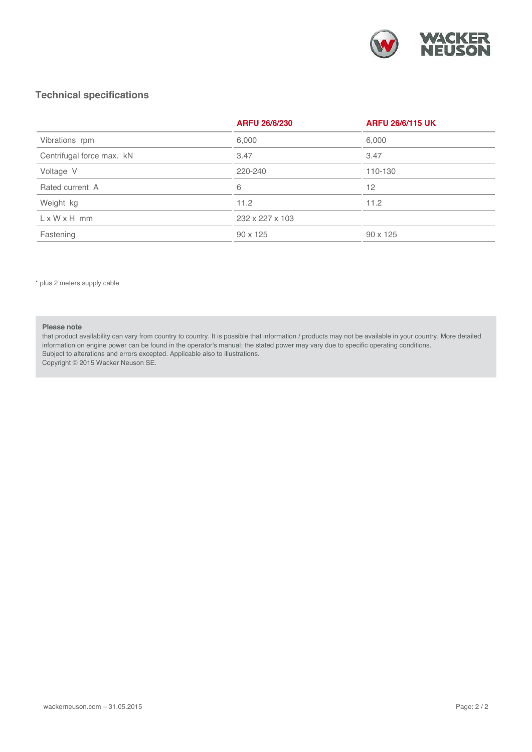## Technical specifications

| | ARFU 26/6/230 | ARFU 26/6/115 UK |
|---|---|---|
| Vibrations rpm | 6,000 | 6,000 |
| Centrifugal force max. kN | 3.47 | 3.47 |
| Voltage V | 220-240 | 110-130 |
| Rated current A | 6 | 12 |
| Weight kg | 11.2 | 11.2 |
| L x W x H mm | 232 x 227 x 103 | |
| Fastening | 90 x 125 | 90 x 125 |

* plus 2 meters supply cable

**Please note**
that product availability can vary from country to country. It is possible that information / products may not be available in your country. More detailed information on engine power can be found in the operator's manual; the stated power may vary due to specific operating conditions.
Subject to alterations and errors excepted. Applicable also to illustrations.
Copyright © 2015 Wacker Neuson SE.

wackerneuson.com – 31.05.2015